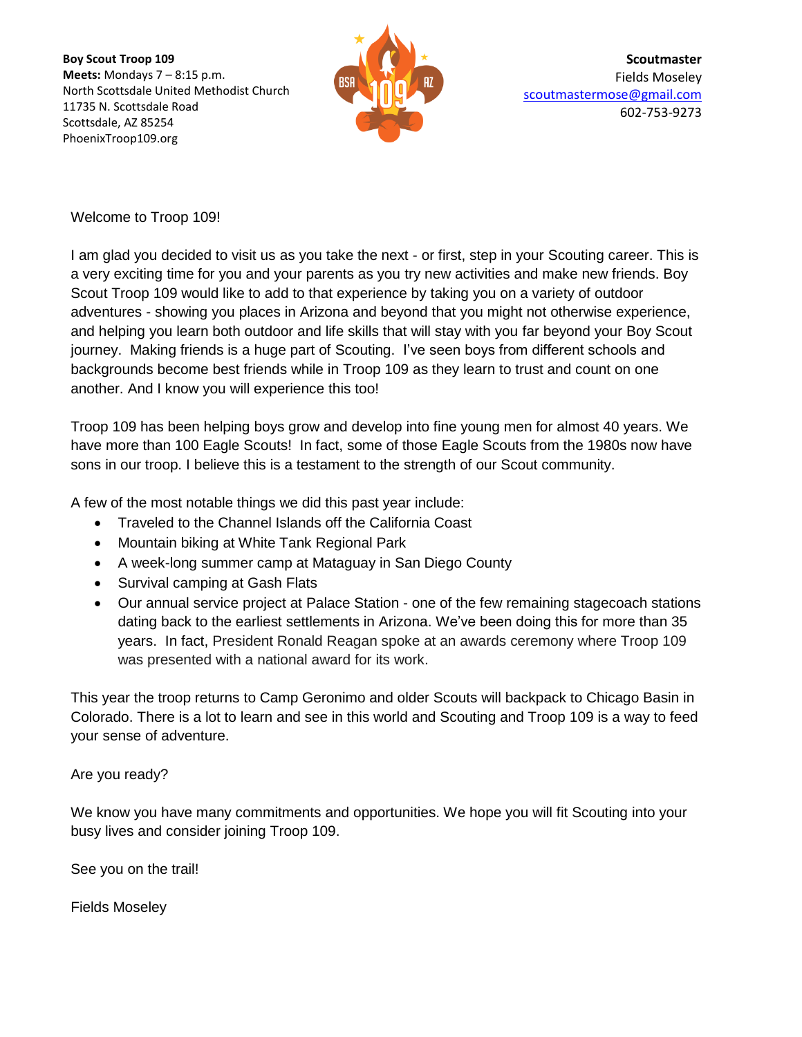**Boy Scout Troop 109**
**Meets:** Mondays 7 – 8:15 p.m.
North Scottsdale United Methodist Church
11735 N. Scottsdale Road
Scottsdale, AZ 85254
PhoenixTroop109.org

**Scoutmaster**
Fields Moseley
scoutmastermose@gmail.com
602-753-9273

Welcome to Troop 109!

I am glad you decided to visit us as you take the next - or first, step in your Scouting career. This is a very exciting time for you and your parents as you try new activities and make new friends. Boy Scout Troop 109 would like to add to that experience by taking you on a variety of outdoor adventures - showing you places in Arizona and beyond that you might not otherwise experience, and helping you learn both outdoor and life skills that will stay with you far beyond your Boy Scout journey. Making friends is a huge part of Scouting. I've seen boys from different schools and backgrounds become best friends while in Troop 109 as they learn to trust and count on one another. And I know you will experience this too!

Troop 109 has been helping boys grow and develop into fine young men for almost 40 years. We have more than 100 Eagle Scouts! In fact, some of those Eagle Scouts from the 1980s now have sons in our troop. I believe this is a testament to the strength of our Scout community.

A few of the most notable things we did this past year include:

- Traveled to the Channel Islands off the California Coast
- Mountain biking at White Tank Regional Park
- A week-long summer camp at Mataguay in San Diego County
- Survival camping at Gash Flats
- Our annual service project at Palace Station - one of the few remaining stagecoach stations dating back to the earliest settlements in Arizona. We've been doing this for more than 35 years. In fact, President Ronald Reagan spoke at an awards ceremony where Troop 109 was presented with a national award for its work.

This year the troop returns to Camp Geronimo and older Scouts will backpack to Chicago Basin in Colorado. There is a lot to learn and see in this world and Scouting and Troop 109 is a way to feed your sense of adventure.

Are you ready?

We know you have many commitments and opportunities. We hope you will fit Scouting into your busy lives and consider joining Troop 109.

See you on the trail!

Fields Moseley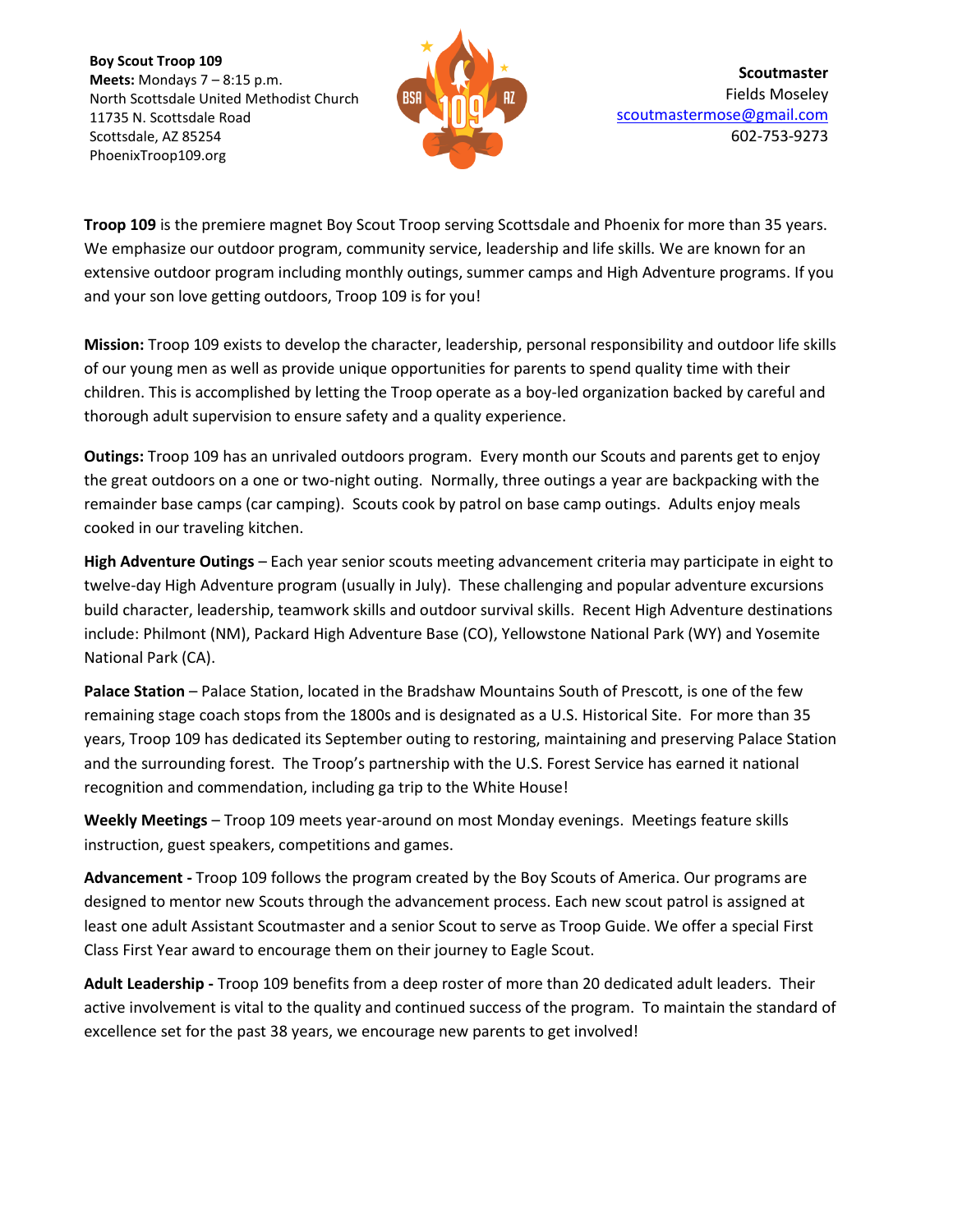**Boy Scout Troop 109**
**Meets:** Mondays 7 – 8:15 p.m.
North Scottsdale United Methodist Church
11735 N. Scottsdale Road
Scottsdale, AZ 85254
PhoenixTroop109.org

**Scoutmaster**
Fields Moseley
scoutmastermose@gmail.com
602-753-9273

**Troop 109** is the premiere magnet Boy Scout Troop serving Scottsdale and Phoenix for more than 35 years. We emphasize our outdoor program, community service, leadership and life skills. We are known for an extensive outdoor program including monthly outings, summer camps and High Adventure programs. If you and your son love getting outdoors, Troop 109 is for you!

**Mission:** Troop 109 exists to develop the character, leadership, personal responsibility and outdoor life skills of our young men as well as provide unique opportunities for parents to spend quality time with their children. This is accomplished by letting the Troop operate as a boy-led organization backed by careful and thorough adult supervision to ensure safety and a quality experience.

**Outings:** Troop 109 has an unrivaled outdoors program. Every month our Scouts and parents get to enjoy the great outdoors on a one or two-night outing. Normally, three outings a year are backpacking with the remainder base camps (car camping). Scouts cook by patrol on base camp outings. Adults enjoy meals cooked in our traveling kitchen.

**High Adventure Outings** – Each year senior scouts meeting advancement criteria may participate in eight to twelve-day High Adventure program (usually in July). These challenging and popular adventure excursions build character, leadership, teamwork skills and outdoor survival skills. Recent High Adventure destinations include: Philmont (NM), Packard High Adventure Base (CO), Yellowstone National Park (WY) and Yosemite National Park (CA).

**Palace Station** – Palace Station, located in the Bradshaw Mountains South of Prescott, is one of the few remaining stage coach stops from the 1800s and is designated as a U.S. Historical Site. For more than 35 years, Troop 109 has dedicated its September outing to restoring, maintaining and preserving Palace Station and the surrounding forest. The Troop's partnership with the U.S. Forest Service has earned it national recognition and commendation, including ga trip to the White House!

**Weekly Meetings** – Troop 109 meets year-around on most Monday evenings. Meetings feature skills instruction, guest speakers, competitions and games.

**Advancement -** Troop 109 follows the program created by the Boy Scouts of America. Our programs are designed to mentor new Scouts through the advancement process. Each new scout patrol is assigned at least one adult Assistant Scoutmaster and a senior Scout to serve as Troop Guide. We offer a special First Class First Year award to encourage them on their journey to Eagle Scout.

**Adult Leadership -** Troop 109 benefits from a deep roster of more than 20 dedicated adult leaders. Their active involvement is vital to the quality and continued success of the program. To maintain the standard of excellence set for the past 38 years, we encourage new parents to get involved!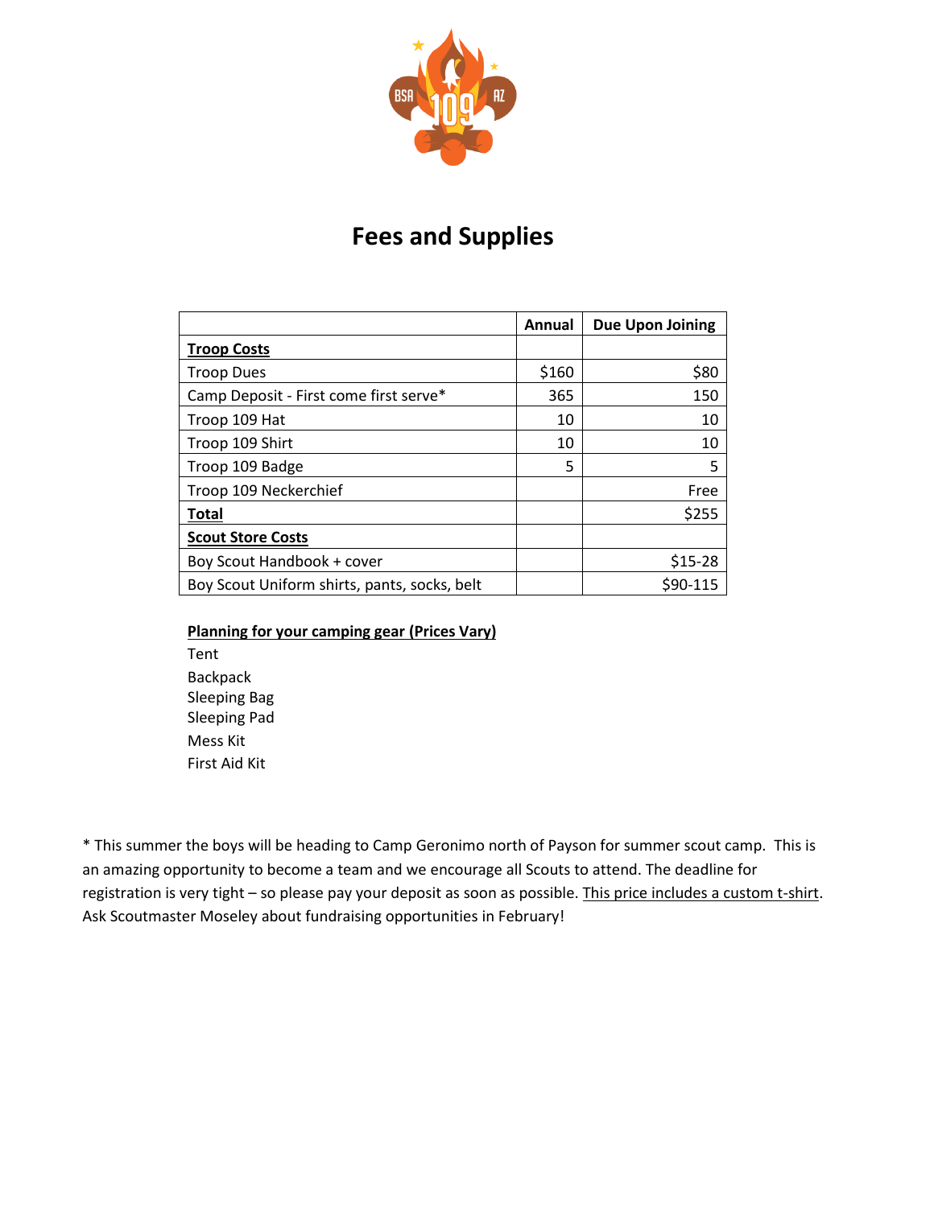# Fees and Supplies

| | Annual | Due Upon Joining |
|---|---|---|
| **Troop Costs** | | |
| Troop Dues | $160 | $80 |
| Camp Deposit - First come first serve* | 365 | 150 |
| Troop 109 Hat | 10 | 10 |
| Troop 109 Shirt | 10 | 10 |
| Troop 109 Badge | 5 | 5 |
| Troop 109 Neckerchief | | Free |
| **Total** | | $255 |
| **Scout Store Costs** | | |
| Boy Scout Handbook + cover | | $15-28 |
| Boy Scout Uniform shirts, pants, socks, belt | | $90-115 |

**Planning for your camping gear (Prices Vary)**

Tent
Backpack
Sleeping Bag
Sleeping Pad
Mess Kit
First Aid Kit

* This summer the boys will be heading to Camp Geronimo north of Payson for summer scout camp. This is an amazing opportunity to become a team and we encourage all Scouts to attend. The deadline for registration is very tight – so please pay your deposit as soon as possible. This price includes a custom t-shirt. Ask Scoutmaster Moseley about fundraising opportunities in February!